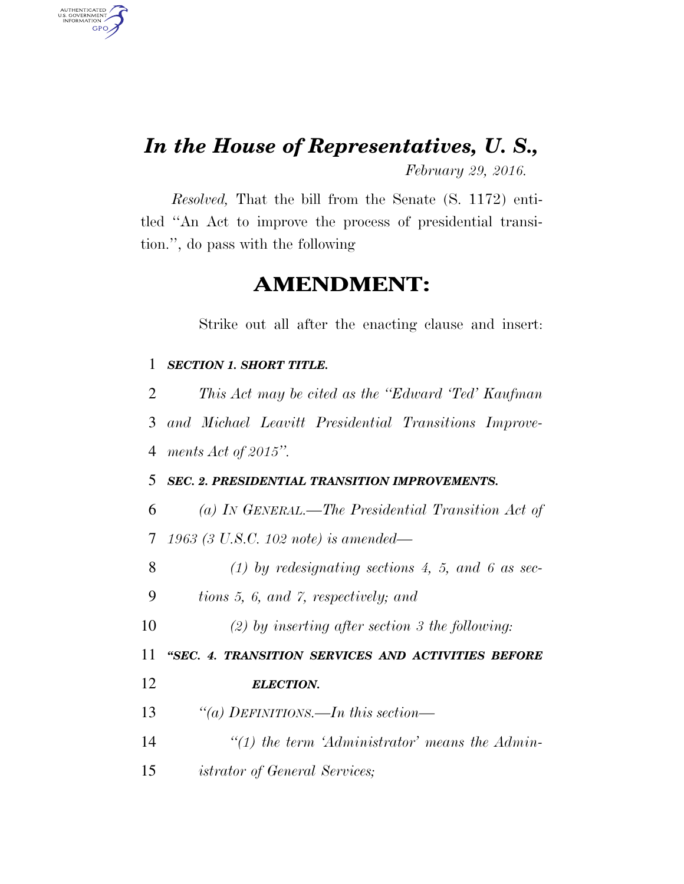# *In the House of Representatives, U. S.,*

*February 29, 2016.*

*Resolved,* That the bill from the Senate (S. 1172) entitled ''An Act to improve the process of presidential transition.'', do pass with the following

## AMENDMENT:

Strike out all after the enacting clause and insert:

***SECTION 1. SHORT TITLE.***

*This Act may be cited as the ''Edward 'Ted' Kaufman and Michael Leavitt Presidential Transitions Improvements Act of 2015''.*

***SEC. 2. PRESIDENTIAL TRANSITION IMPROVEMENTS.***

*(a) IN GENERAL.—The Presidential Transition Act of 1963 (3 U.S.C. 102 note) is amended—*

*(1) by redesignating sections 4, 5, and 6 as sections 5, 6, and 7, respectively; and*

*(2) by inserting after section 3 the following:*

***''SEC. 4. TRANSITION SERVICES AND ACTIVITIES BEFORE ELECTION.***

*''(a) DEFINITIONS.—In this section—*

*''(1) the term 'Administrator' means the Administrator of General Services;*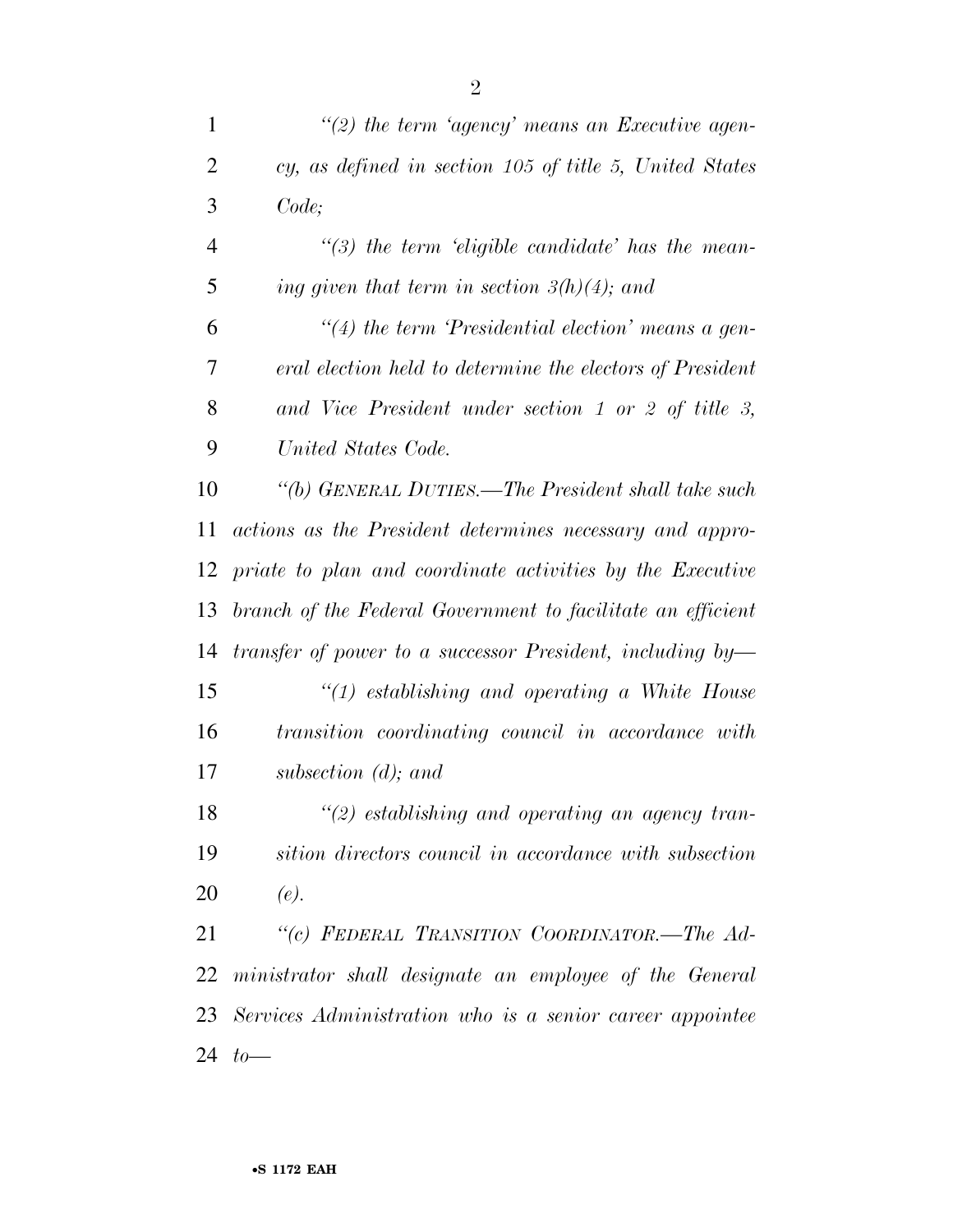*"(2) the term 'agency' means an Executive agency, as defined in section 105 of title 5, United States Code;*

*"(3) the term 'eligible candidate' has the meaning given that term in section 3(h)(4); and*

*"(4) the term 'Presidential election' means a general election held to determine the electors of President and Vice President under section 1 or 2 of title 3, United States Code.*

*"(b) GENERAL DUTIES.—The President shall take such actions as the President determines necessary and appropriate to plan and coordinate activities by the Executive branch of the Federal Government to facilitate an efficient transfer of power to a successor President, including by—*

*"(1) establishing and operating a White House transition coordinating council in accordance with subsection (d); and*

*"(2) establishing and operating an agency transition directors council in accordance with subsection (e).*

*"(c) FEDERAL TRANSITION COORDINATOR.—The Administrator shall designate an employee of the General Services Administration who is a senior career appointee to—*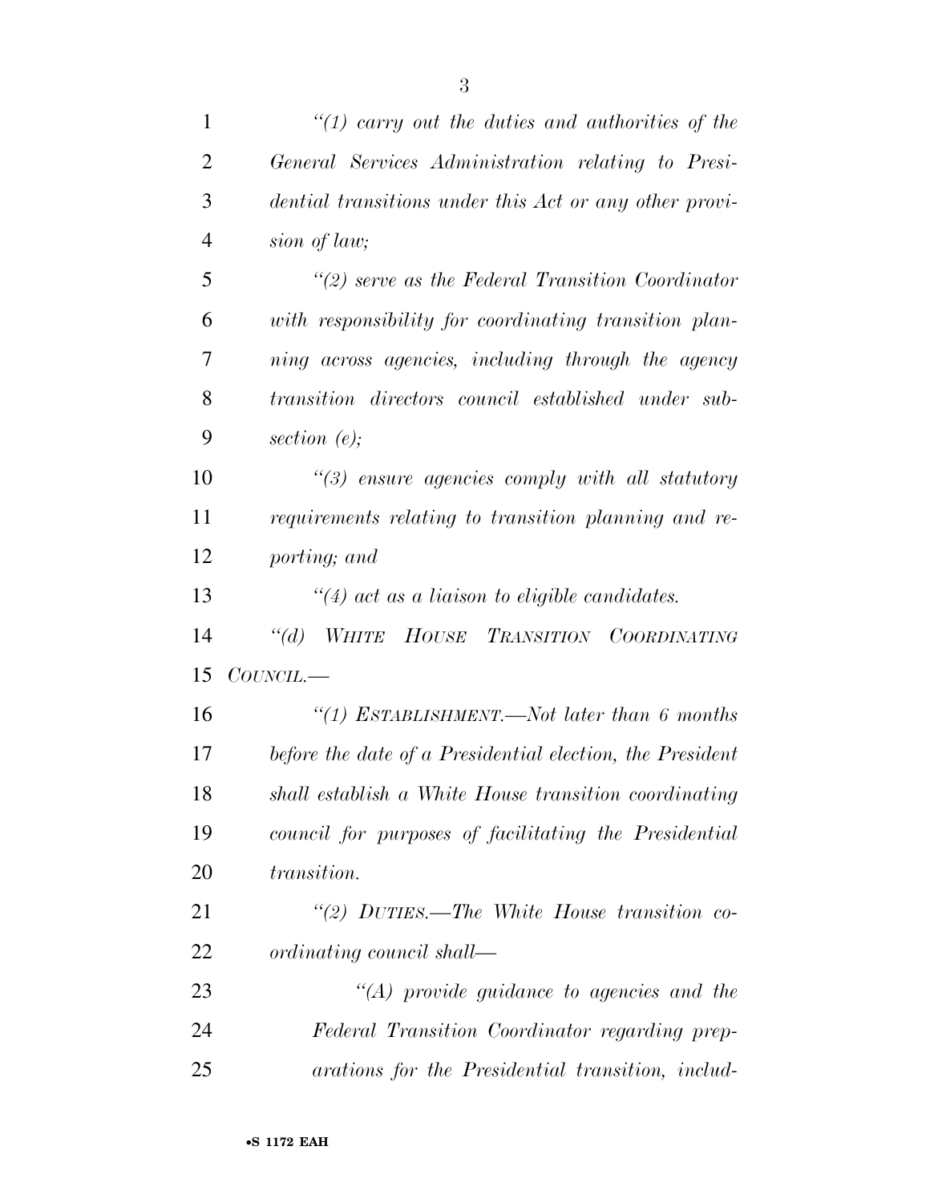*"(1) carry out the duties and authorities of the General Services Administration relating to Presidential transitions under this Act or any other provision of law;*

*"(2) serve as the Federal Transition Coordinator with responsibility for coordinating transition planning across agencies, including through the agency transition directors council established under subsection (e);*

*"(3) ensure agencies comply with all statutory requirements relating to transition planning and reporting; and*

*"(4) act as a liaison to eligible candidates.*

*"(d) WHITE HOUSE TRANSITION COORDINATING COUNCIL.—*

*"(1) ESTABLISHMENT.—Not later than 6 months before the date of a Presidential election, the President shall establish a White House transition coordinating council for purposes of facilitating the Presidential transition.*

*"(2) DUTIES.—The White House transition coordinating council shall—*

*"(A) provide guidance to agencies and the Federal Transition Coordinator regarding preparations for the Presidential transition, includ-*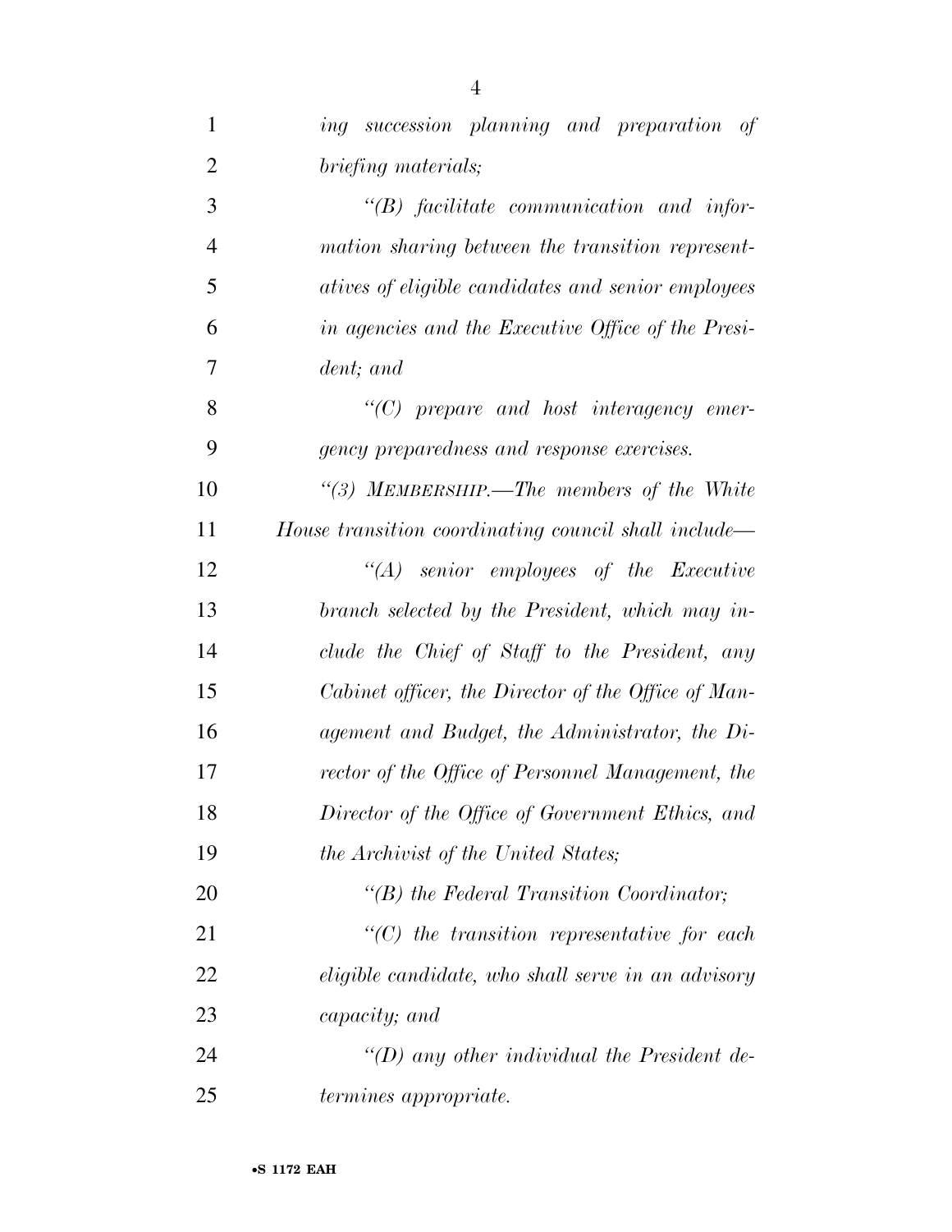*ing succession planning and preparation of briefing materials;*

*"(B) facilitate communication and information sharing between the transition representatives of eligible candidates and senior employees in agencies and the Executive Office of the President; and*

*"(C) prepare and host interagency emergency preparedness and response exercises.*

*"(3) MEMBERSHIP.—The members of the White House transition coordinating council shall include—*

*"(A) senior employees of the Executive branch selected by the President, which may include the Chief of Staff to the President, any Cabinet officer, the Director of the Office of Management and Budget, the Administrator, the Director of the Office of Personnel Management, the Director of the Office of Government Ethics, and the Archivist of the United States;*

*"(B) the Federal Transition Coordinator;*

*"(C) the transition representative for each eligible candidate, who shall serve in an advisory capacity; and*

*"(D) any other individual the President determines appropriate.*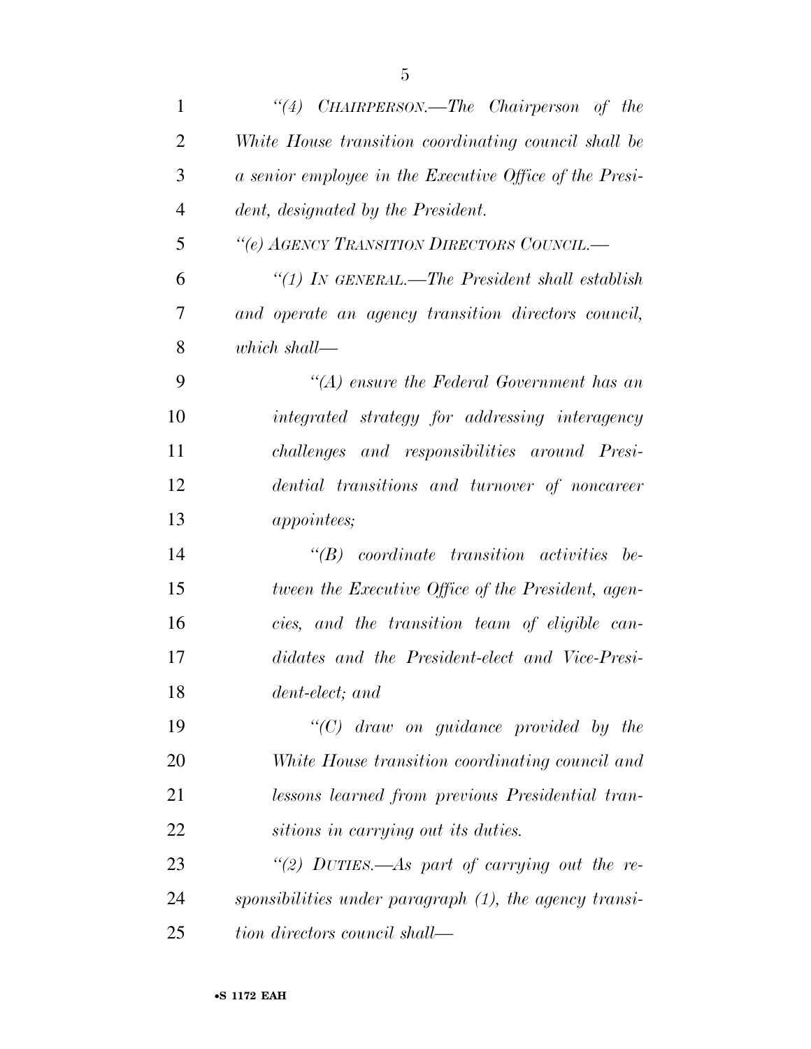*"(4) CHAIRPERSON.—The Chairperson of the White House transition coordinating council shall be a senior employee in the Executive Office of the President, designated by the President.*

*"(e) AGENCY TRANSITION DIRECTORS COUNCIL.—*

*"(1) IN GENERAL.—The President shall establish and operate an agency transition directors council, which shall—*

*"(A) ensure the Federal Government has an integrated strategy for addressing interagency challenges and responsibilities around Presidential transitions and turnover of noncareer appointees;*

*"(B) coordinate transition activities between the Executive Office of the President, agencies, and the transition team of eligible candidates and the President-elect and Vice-President-elect; and*

*"(C) draw on guidance provided by the White House transition coordinating council and lessons learned from previous Presidential transitions in carrying out its duties.*

*"(2) DUTIES.—As part of carrying out the responsibilities under paragraph (1), the agency transition directors council shall—*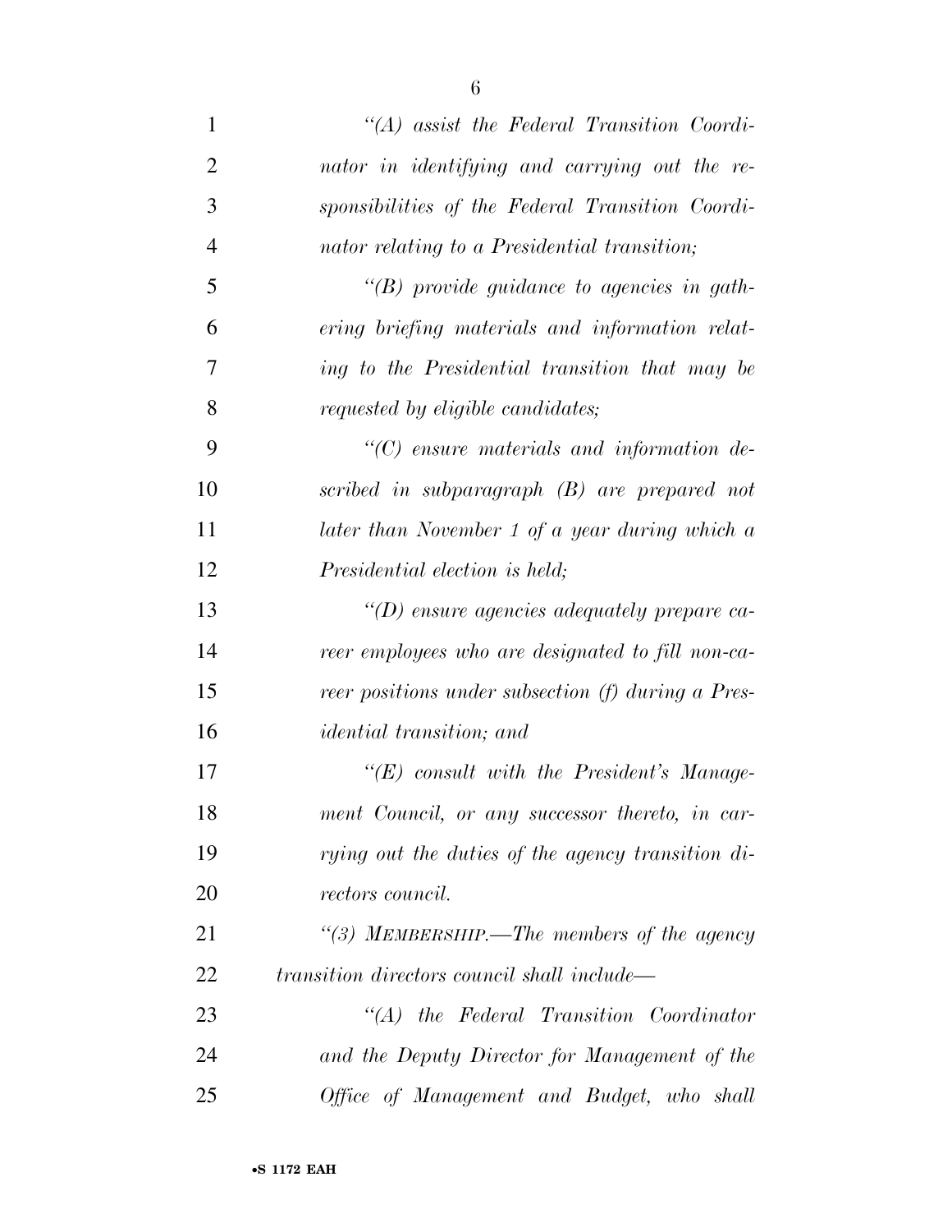*"(A) assist the Federal Transition Coordinator in identifying and carrying out the responsibilities of the Federal Transition Coordinator relating to a Presidential transition;*

*"(B) provide guidance to agencies in gathering briefing materials and information relating to the Presidential transition that may be requested by eligible candidates;*

*"(C) ensure materials and information described in subparagraph (B) are prepared not later than November 1 of a year during which a Presidential election is held;*

*"(D) ensure agencies adequately prepare career employees who are designated to fill non-career positions under subsection (f) during a Presidential transition; and*

*"(E) consult with the President's Management Council, or any successor thereto, in carrying out the duties of the agency transition directors council.*

*"(3) MEMBERSHIP.—The members of the agency transition directors council shall include—*

*"(A) the Federal Transition Coordinator and the Deputy Director for Management of the Office of Management and Budget, who shall*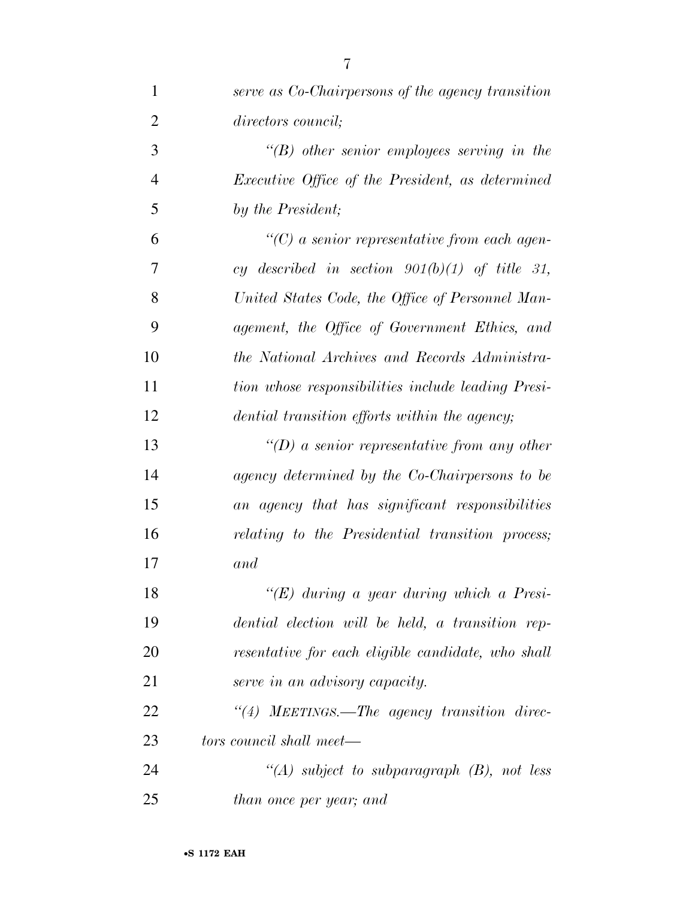*serve as Co-Chairpersons of the agency transition directors council;*

*"(B) other senior employees serving in the Executive Office of the President, as determined by the President;*

*"(C) a senior representative from each agency described in section 901(b)(1) of title 31, United States Code, the Office of Personnel Management, the Office of Government Ethics, and the National Archives and Records Administration whose responsibilities include leading Presidential transition efforts within the agency;*

*"(D) a senior representative from any other agency determined by the Co-Chairpersons to be an agency that has significant responsibilities relating to the Presidential transition process; and*

*"(E) during a year during which a Presidential election will be held, a transition representative for each eligible candidate, who shall serve in an advisory capacity.*

*"(4) MEETINGS.—The agency transition directors council shall meet—*

*"(A) subject to subparagraph (B), not less than once per year; and*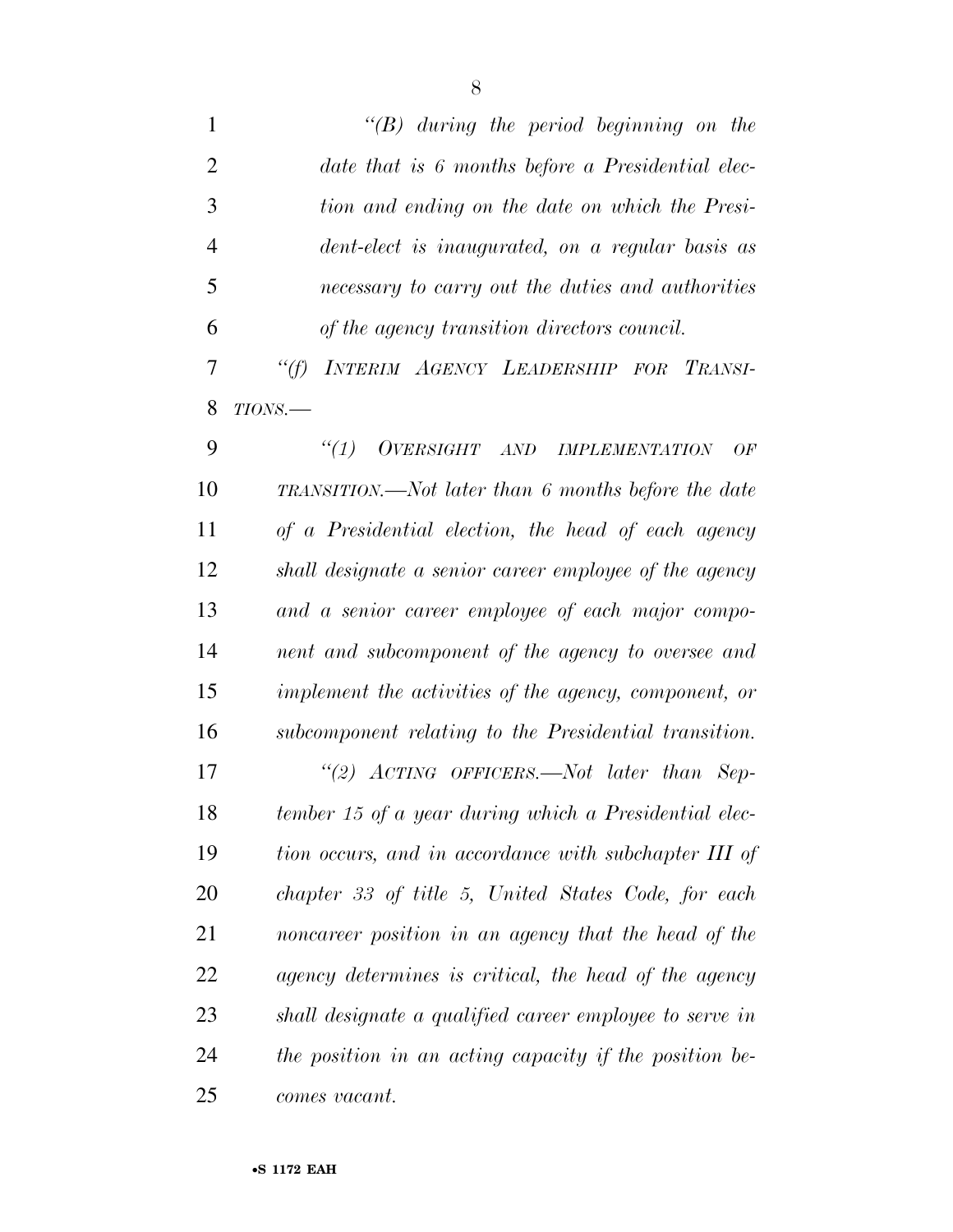*"(B) during the period beginning on the date that is 6 months before a Presidential election and ending on the date on which the President-elect is inaugurated, on a regular basis as necessary to carry out the duties and authorities of the agency transition directors council.*

*"(f) INTERIM AGENCY LEADERSHIP FOR TRANSITIONS.—*

*"(1) OVERSIGHT AND IMPLEMENTATION OF TRANSITION.—Not later than 6 months before the date of a Presidential election, the head of each agency shall designate a senior career employee of the agency and a senior career employee of each major component and subcomponent of the agency to oversee and implement the activities of the agency, component, or subcomponent relating to the Presidential transition.*

*"(2) ACTING OFFICERS.—Not later than September 15 of a year during which a Presidential election occurs, and in accordance with subchapter III of chapter 33 of title 5, United States Code, for each noncareer position in an agency that the head of the agency determines is critical, the head of the agency shall designate a qualified career employee to serve in the position in an acting capacity if the position becomes vacant.*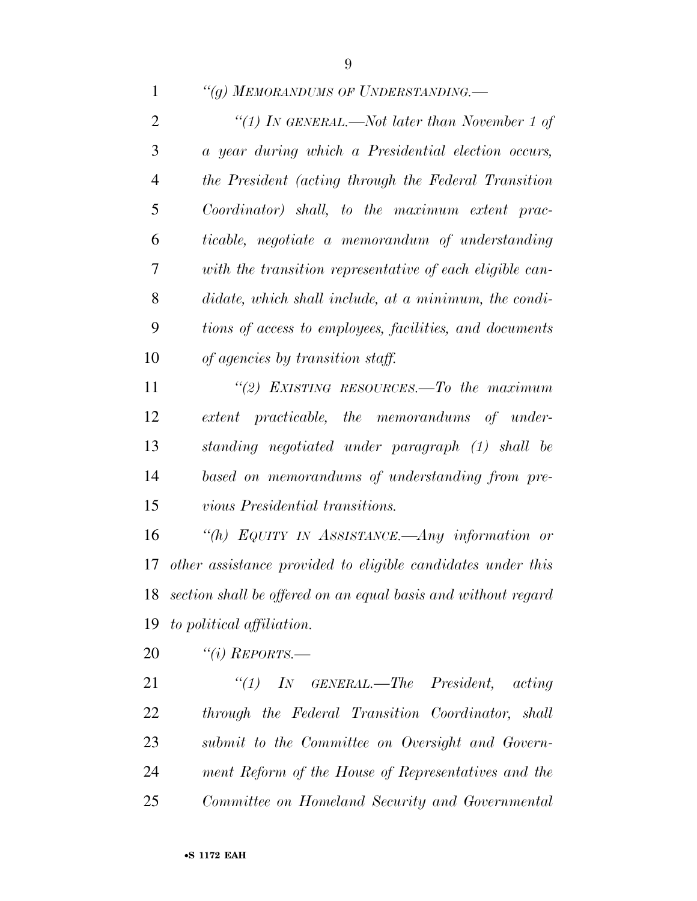*"(g) MEMORANDUMS OF UNDERSTANDING.—*

*"(1) IN GENERAL.—Not later than November 1 of a year during which a Presidential election occurs, the President (acting through the Federal Transition Coordinator) shall, to the maximum extent practicable, negotiate a memorandum of understanding with the transition representative of each eligible candidate, which shall include, at a minimum, the conditions of access to employees, facilities, and documents of agencies by transition staff.*

*"(2) EXISTING RESOURCES.—To the maximum extent practicable, the memorandums of understanding negotiated under paragraph (1) shall be based on memorandums of understanding from previous Presidential transitions.*

*"(h) EQUITY IN ASSISTANCE.—Any information or other assistance provided to eligible candidates under this section shall be offered on an equal basis and without regard to political affiliation.*

*"(i) REPORTS.—*

*"(1) IN GENERAL.—The President, acting through the Federal Transition Coordinator, shall submit to the Committee on Oversight and Government Reform of the House of Representatives and the Committee on Homeland Security and Governmental*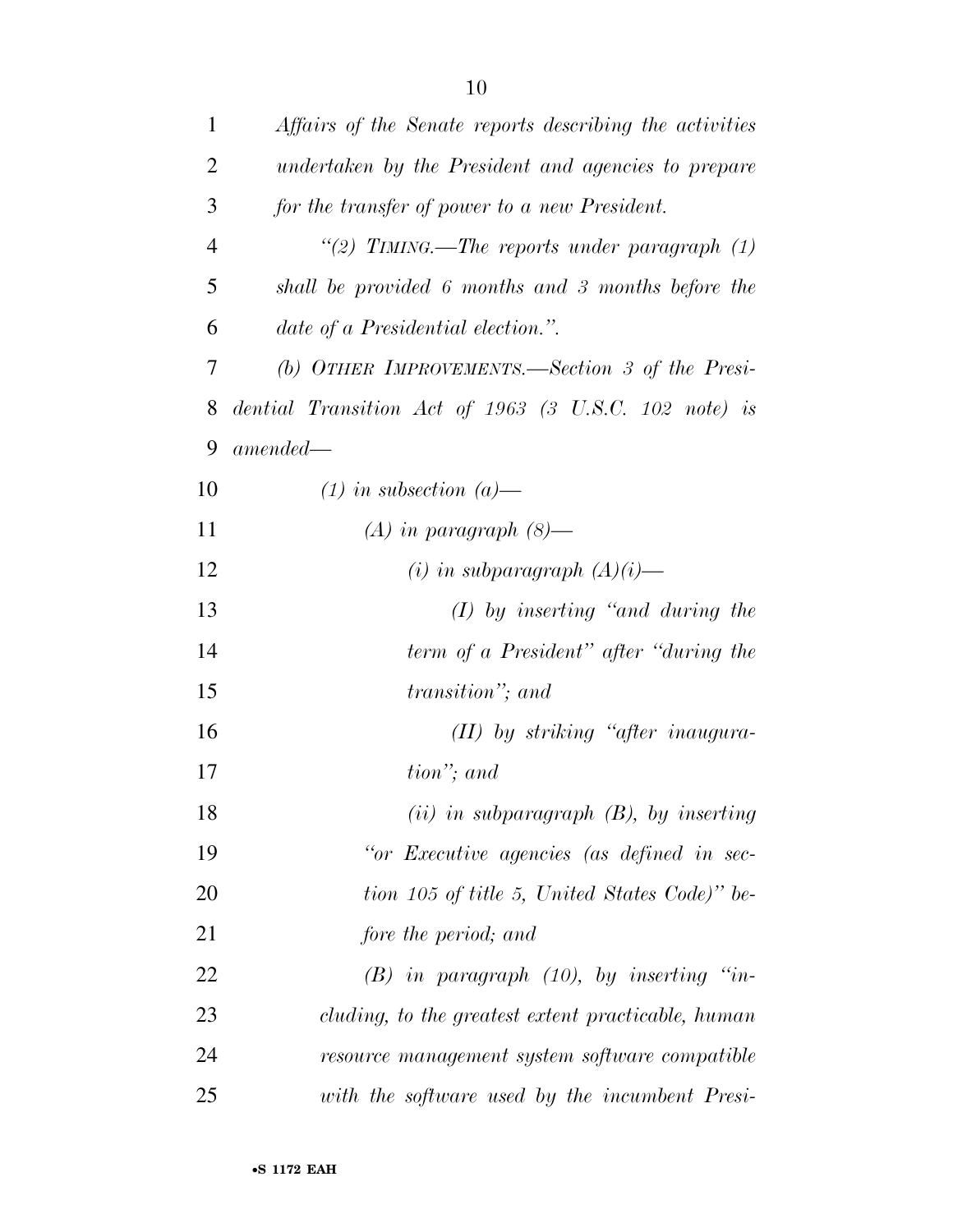*Affairs of the Senate reports describing the activities undertaken by the President and agencies to prepare for the transfer of power to a new President.*

*"(2) TIMING.—The reports under paragraph (1) shall be provided 6 months and 3 months before the date of a Presidential election.".*

*(b) OTHER IMPROVEMENTS.—Section 3 of the Presidential Transition Act of 1963 (3 U.S.C. 102 note) is amended—*

*(1) in subsection (a)—*

*(A) in paragraph (8)—*

*(i) in subparagraph (A)(i)—*

*(I) by inserting "and during the term of a President" after "during the transition"; and*

*(II) by striking "after inauguration"; and*

*(ii) in subparagraph (B), by inserting "or Executive agencies (as defined in section 105 of title 5, United States Code)" before the period; and*

*(B) in paragraph (10), by inserting "including, to the greatest extent practicable, human resource management system software compatible with the software used by the incumbent Presi-*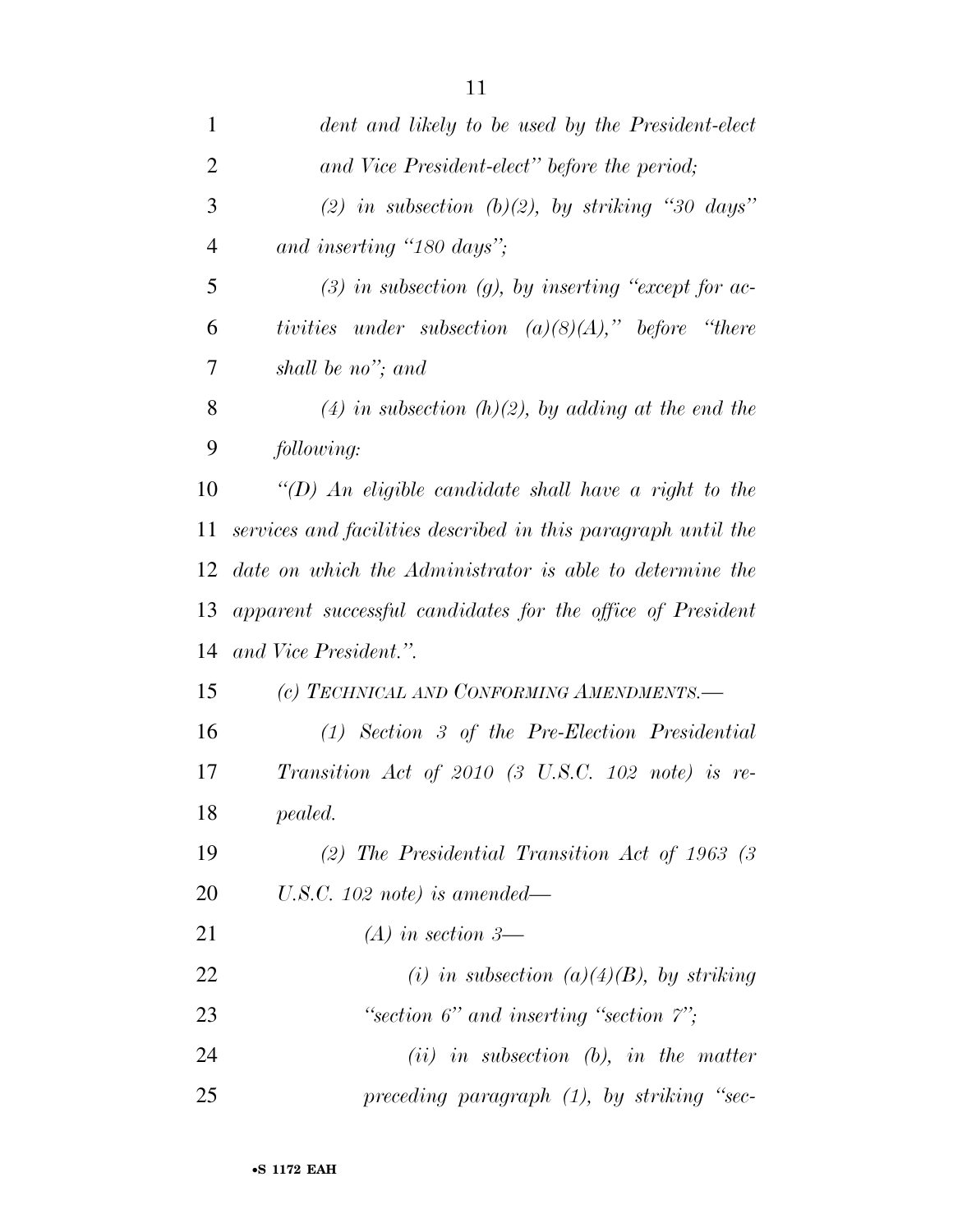*dent and likely to be used by the President-elect and Vice President-elect" before the period;*

*(2) in subsection (b)(2), by striking "30 days" and inserting "180 days";*

*(3) in subsection (g), by inserting "except for activities under subsection (a)(8)(A)," before "there shall be no"; and*

*(4) in subsection (h)(2), by adding at the end the following:*

*"(D) An eligible candidate shall have a right to the services and facilities described in this paragraph until the date on which the Administrator is able to determine the apparent successful candidates for the office of President and Vice President.".*

*(c) TECHNICAL AND CONFORMING AMENDMENTS.—*

*(1) Section 3 of the Pre-Election Presidential Transition Act of 2010 (3 U.S.C. 102 note) is repealed.*

*(2) The Presidential Transition Act of 1963 (3 U.S.C. 102 note) is amended—*

*(A) in section 3—*

*(i) in subsection (a)(4)(B), by striking "section 6" and inserting "section 7";*

*(ii) in subsection (b), in the matter preceding paragraph (1), by striking "sec-*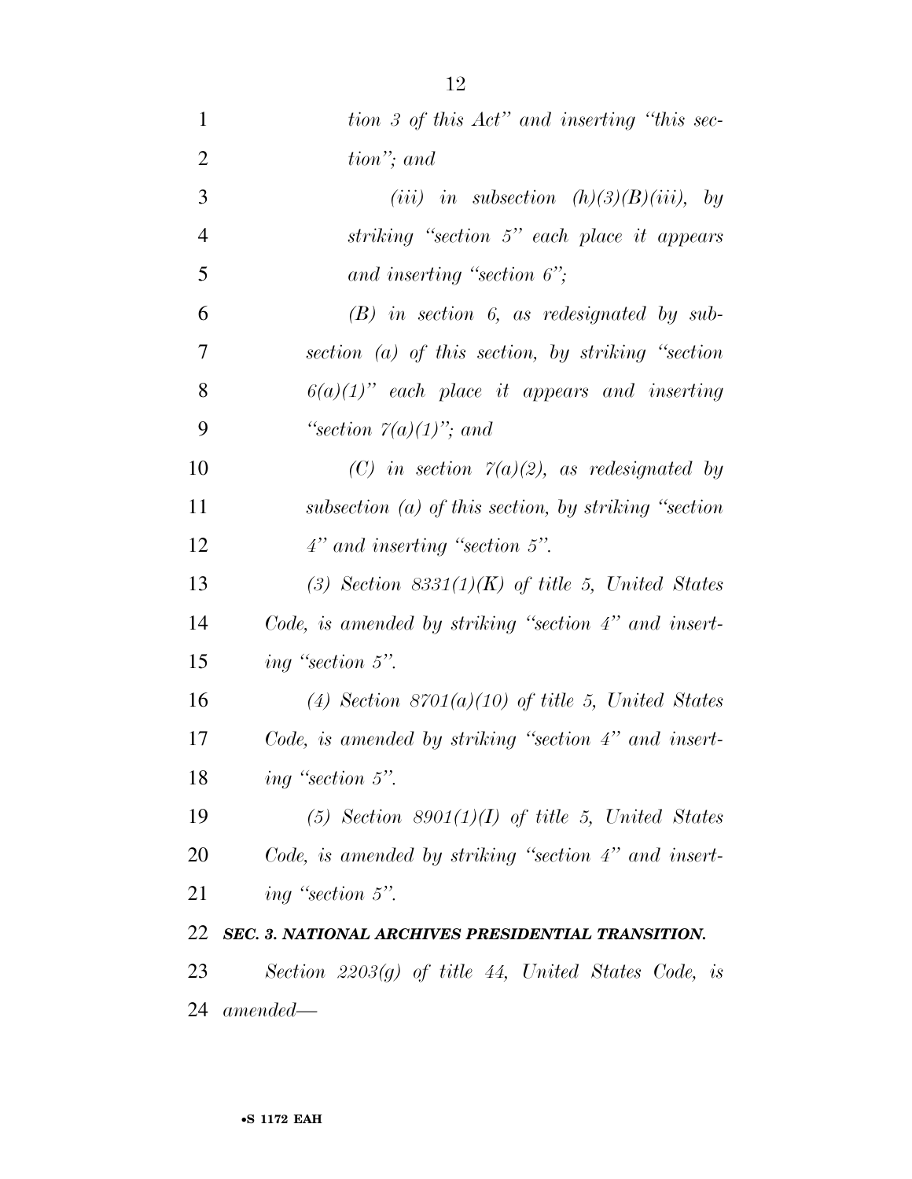*tion 3 of this Act" and inserting "this section"; and*

*(iii) in subsection (h)(3)(B)(iii), by striking "section 5" each place it appears and inserting "section 6";*

*(B) in section 6, as redesignated by subsection (a) of this section, by striking "section 6(a)(1)" each place it appears and inserting "section 7(a)(1)"; and*

*(C) in section 7(a)(2), as redesignated by subsection (a) of this section, by striking "section 4" and inserting "section 5".*

*(3) Section 8331(1)(K) of title 5, United States Code, is amended by striking "section 4" and inserting "section 5".*

*(4) Section 8701(a)(10) of title 5, United States Code, is amended by striking "section 4" and inserting "section 5".*

*(5) Section 8901(1)(I) of title 5, United States Code, is amended by striking "section 4" and inserting "section 5".*

***SEC. 3. NATIONAL ARCHIVES PRESIDENTIAL TRANSITION.***

*Section 2203(g) of title 44, United States Code, is amended—*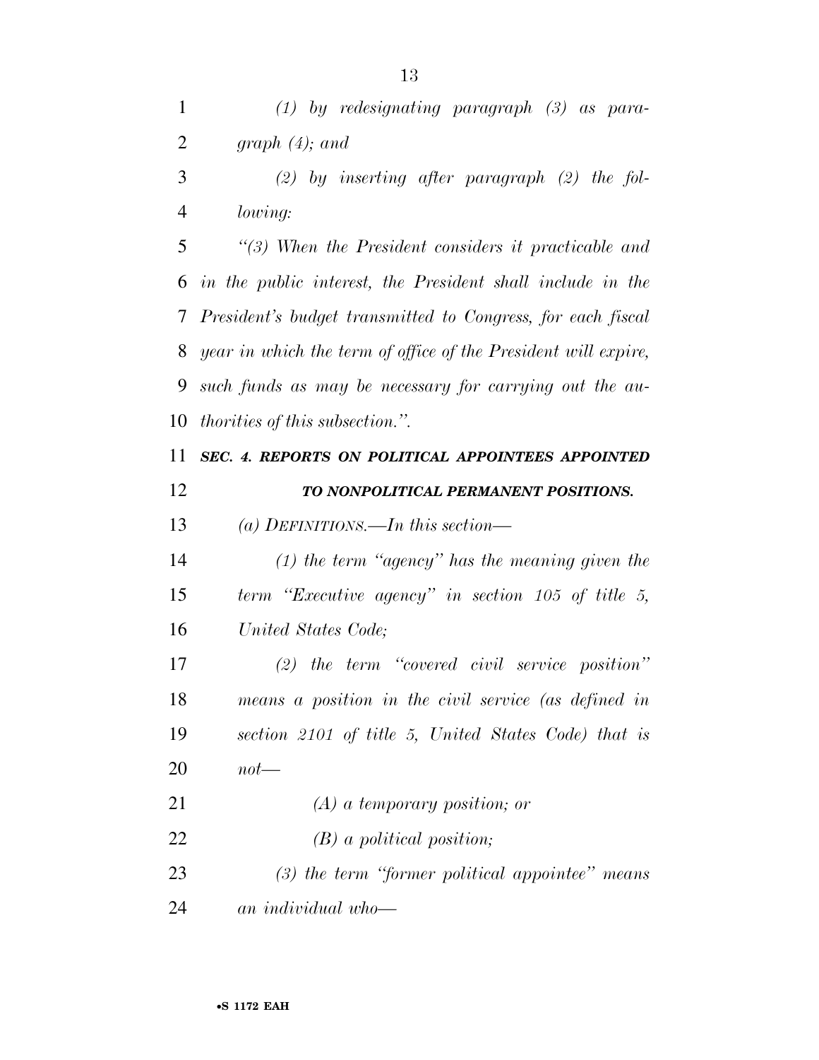*(1) by redesignating paragraph (3) as paragraph (4); and*

*(2) by inserting after paragraph (2) the following:*

*"(3) When the President considers it practicable and in the public interest, the President shall include in the President's budget transmitted to Congress, for each fiscal year in which the term of office of the President will expire, such funds as may be necessary for carrying out the authorities of this subsection.".*

***SEC. 4. REPORTS ON POLITICAL APPOINTEES APPOINTED TO NONPOLITICAL PERMANENT POSITIONS.***

*(a) DEFINITIONS.—In this section—*

*(1) the term "agency" has the meaning given the term "Executive agency" in section 105 of title 5, United States Code;*

*(2) the term "covered civil service position" means a position in the civil service (as defined in section 2101 of title 5, United States Code) that is not—*

*(A) a temporary position; or*

*(B) a political position;*

*(3) the term "former political appointee" means an individual who—*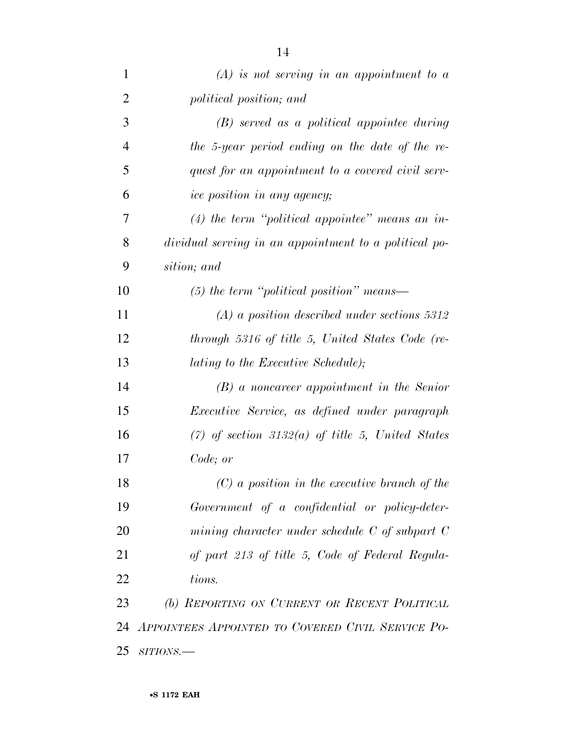*(A) is not serving in an appointment to a political position; and*

*(B) served as a political appointee during the 5-year period ending on the date of the request for an appointment to a covered civil service position in any agency;*

*(4) the term "political appointee" means an individual serving in an appointment to a political position; and*

*(5) the term "political position" means—*

*(A) a position described under sections 5312 through 5316 of title 5, United States Code (relating to the Executive Schedule);*

*(B) a noncareer appointment in the Senior Executive Service, as defined under paragraph (7) of section 3132(a) of title 5, United States Code; or*

*(C) a position in the executive branch of the Government of a confidential or policy-determining character under schedule C of subpart C of part 213 of title 5, Code of Federal Regulations.*

*(b) REPORTING ON CURRENT OR RECENT POLITICAL APPOINTEES APPOINTED TO COVERED CIVIL SERVICE POSITIONS.—*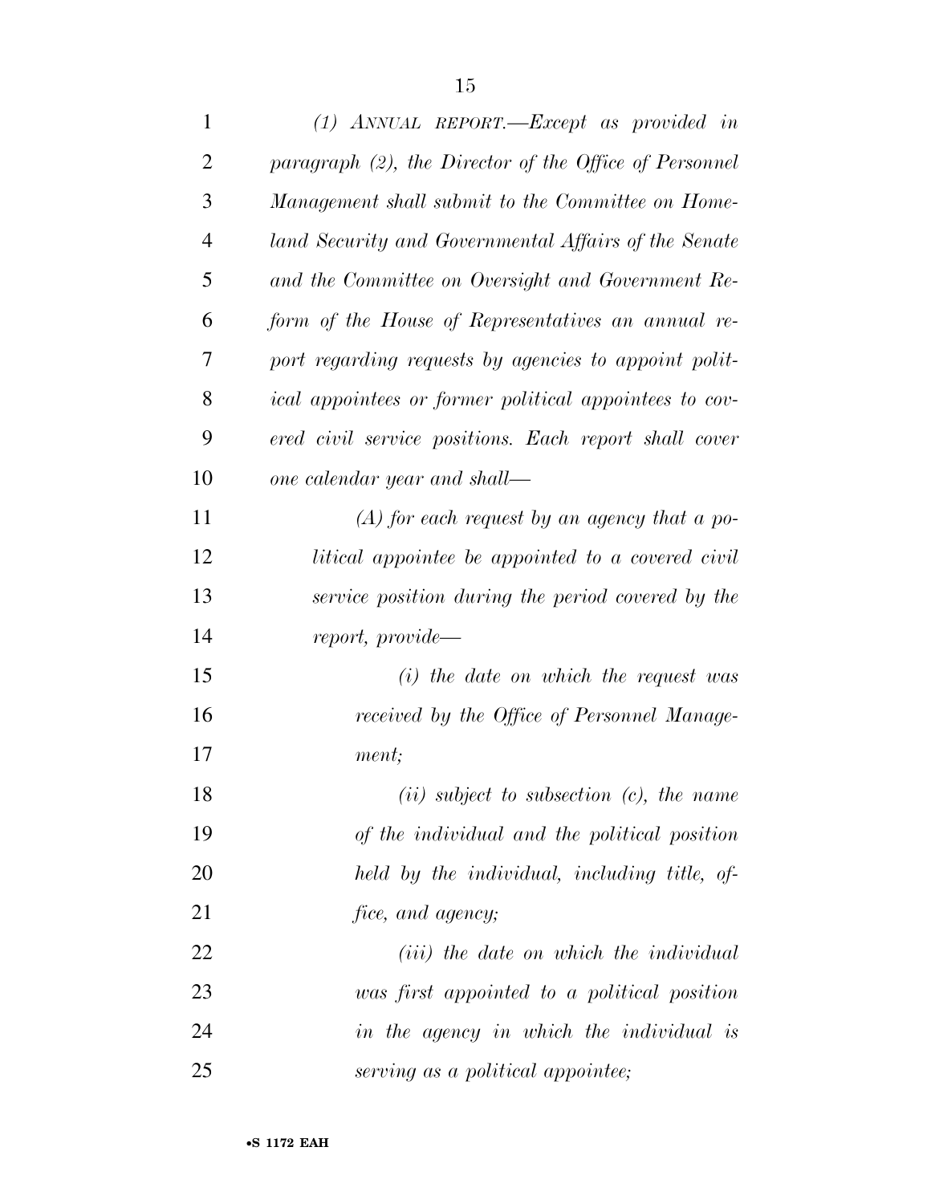*(1) ANNUAL REPORT.—Except as provided in paragraph (2), the Director of the Office of Personnel Management shall submit to the Committee on Homeland Security and Governmental Affairs of the Senate and the Committee on Oversight and Government Reform of the House of Representatives an annual report regarding requests by agencies to appoint political appointees or former political appointees to covered civil service positions. Each report shall cover one calendar year and shall—*

*(A) for each request by an agency that a political appointee be appointed to a covered civil service position during the period covered by the report, provide—*

*(i) the date on which the request was received by the Office of Personnel Management;*

*(ii) subject to subsection (c), the name of the individual and the political position held by the individual, including title, office, and agency;*

*(iii) the date on which the individual was first appointed to a political position in the agency in which the individual is serving as a political appointee;*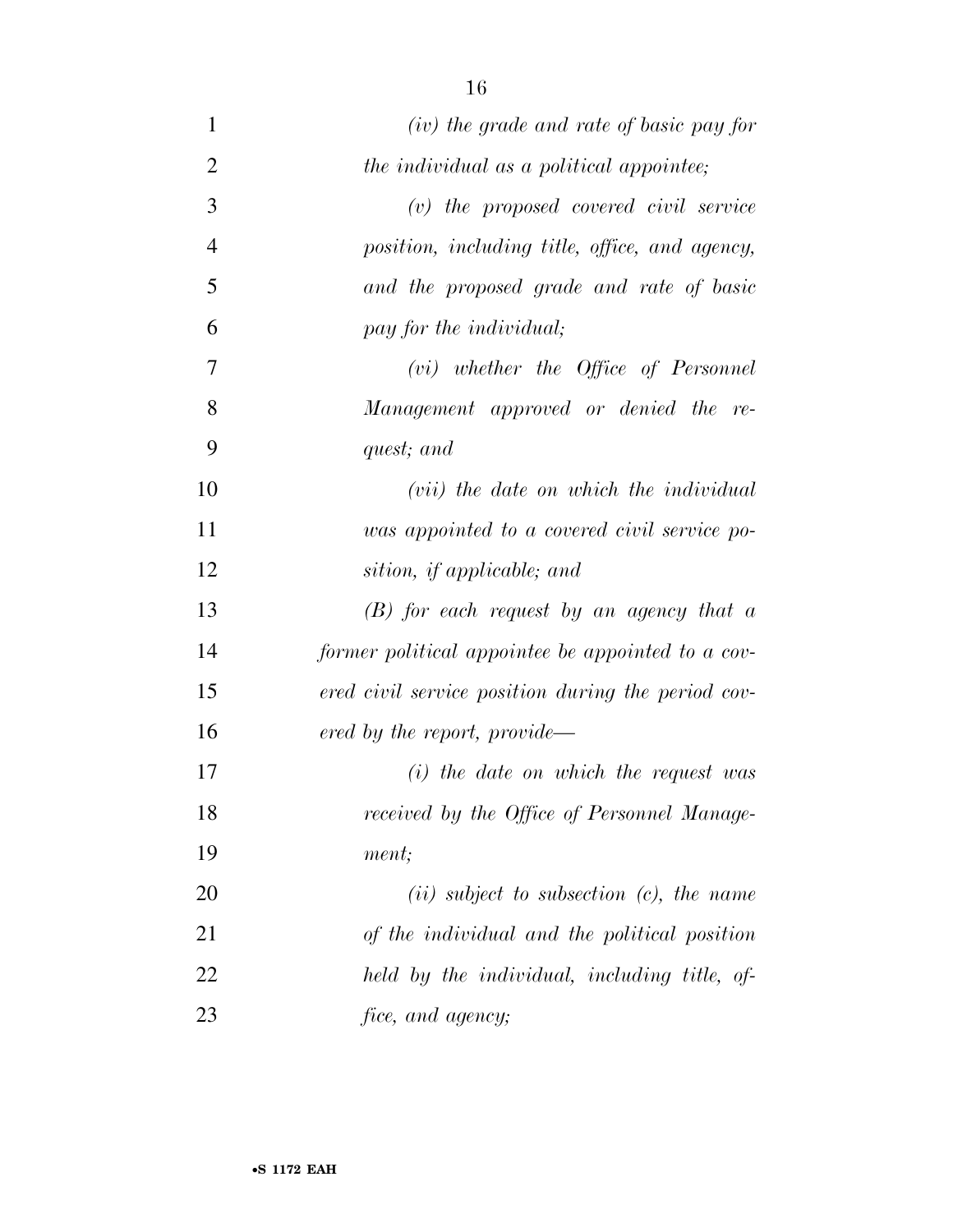*(iv) the grade and rate of basic pay for the individual as a political appointee;*

*(v) the proposed covered civil service position, including title, office, and agency, and the proposed grade and rate of basic pay for the individual;*

*(vi) whether the Office of Personnel Management approved or denied the request; and*

*(vii) the date on which the individual was appointed to a covered civil service position, if applicable; and*

*(B) for each request by an agency that a former political appointee be appointed to a covered civil service position during the period covered by the report, provide—*

*(i) the date on which the request was received by the Office of Personnel Management;*

*(ii) subject to subsection (c), the name of the individual and the political position held by the individual, including title, office, and agency;*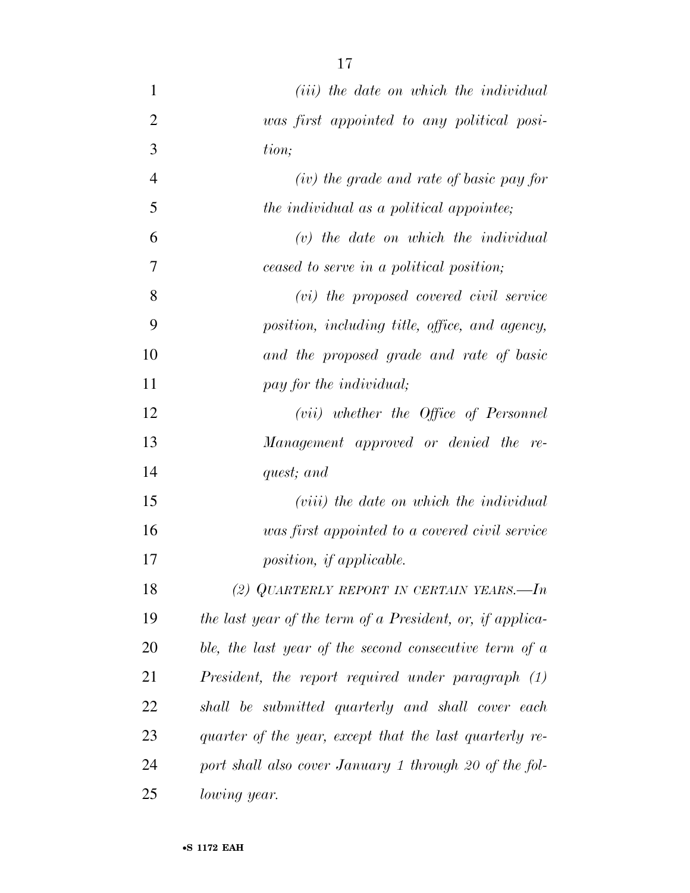*(iii) the date on which the individual was first appointed to any political position;*

*(iv) the grade and rate of basic pay for the individual as a political appointee;*

*(v) the date on which the individual ceased to serve in a political position;*

*(vi) the proposed covered civil service position, including title, office, and agency, and the proposed grade and rate of basic pay for the individual;*

*(vii) whether the Office of Personnel Management approved or denied the request; and*

*(viii) the date on which the individual was first appointed to a covered civil service position, if applicable.*

*(2) QUARTERLY REPORT IN CERTAIN YEARS.—In the last year of the term of a President, or, if applicable, the last year of the second consecutive term of a President, the report required under paragraph (1) shall be submitted quarterly and shall cover each quarter of the year, except that the last quarterly report shall also cover January 1 through 20 of the following year.*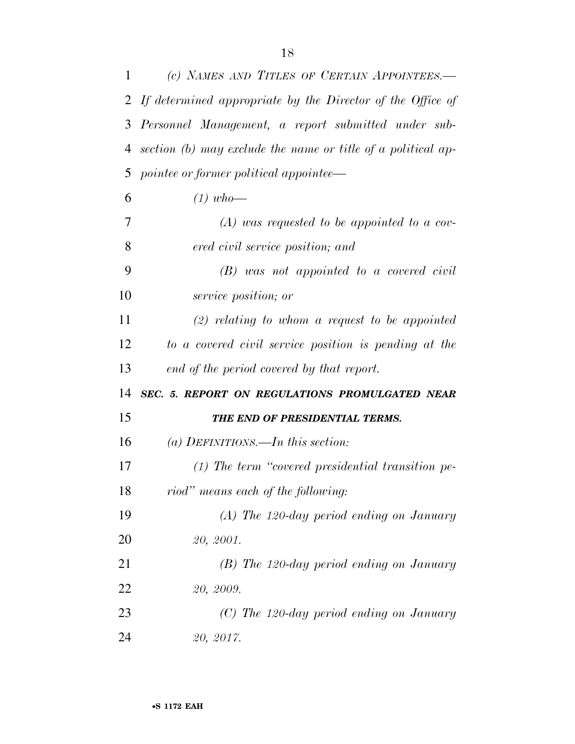*(c) NAMES AND TITLES OF CERTAIN APPOINTEES.—If determined appropriate by the Director of the Office of Personnel Management, a report submitted under subsection (b) may exclude the name or title of a political appointee or former political appointee—*

*(1) who—*

*(A) was requested to be appointed to a covered civil service position; and*

*(B) was not appointed to a covered civil service position; or*

*(2) relating to whom a request to be appointed to a covered civil service position is pending at the end of the period covered by that report.*

***SEC. 5. REPORT ON REGULATIONS PROMULGATED NEAR THE END OF PRESIDENTIAL TERMS.***

*(a) DEFINITIONS.—In this section:*

*(1) The term "covered presidential transition period" means each of the following:*

*(A) The 120-day period ending on January 20, 2001.*

*(B) The 120-day period ending on January 20, 2009.*

*(C) The 120-day period ending on January 20, 2017.*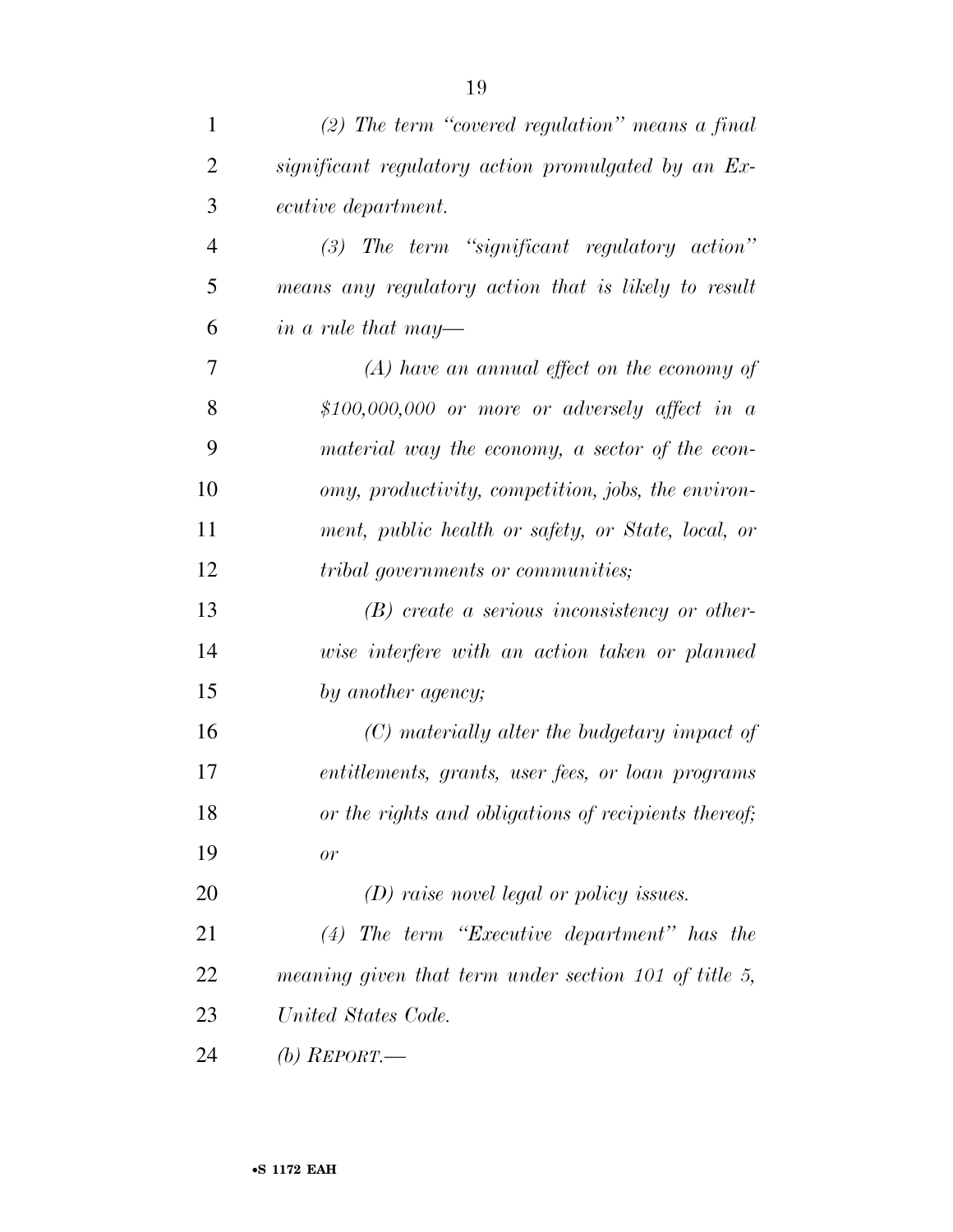*(2) The term "covered regulation" means a final significant regulatory action promulgated by an Executive department.*

*(3) The term "significant regulatory action" means any regulatory action that is likely to result in a rule that may—*

*(A) have an annual effect on the economy of $100,000,000 or more or adversely affect in a material way the economy, a sector of the economy, productivity, competition, jobs, the environment, public health or safety, or State, local, or tribal governments or communities;*

*(B) create a serious inconsistency or otherwise interfere with an action taken or planned by another agency;*

*(C) materially alter the budgetary impact of entitlements, grants, user fees, or loan programs or the rights and obligations of recipients thereof; or*

*(D) raise novel legal or policy issues.*

*(4) The term "Executive department" has the meaning given that term under section 101 of title 5, United States Code.*

*(b) REPORT.—*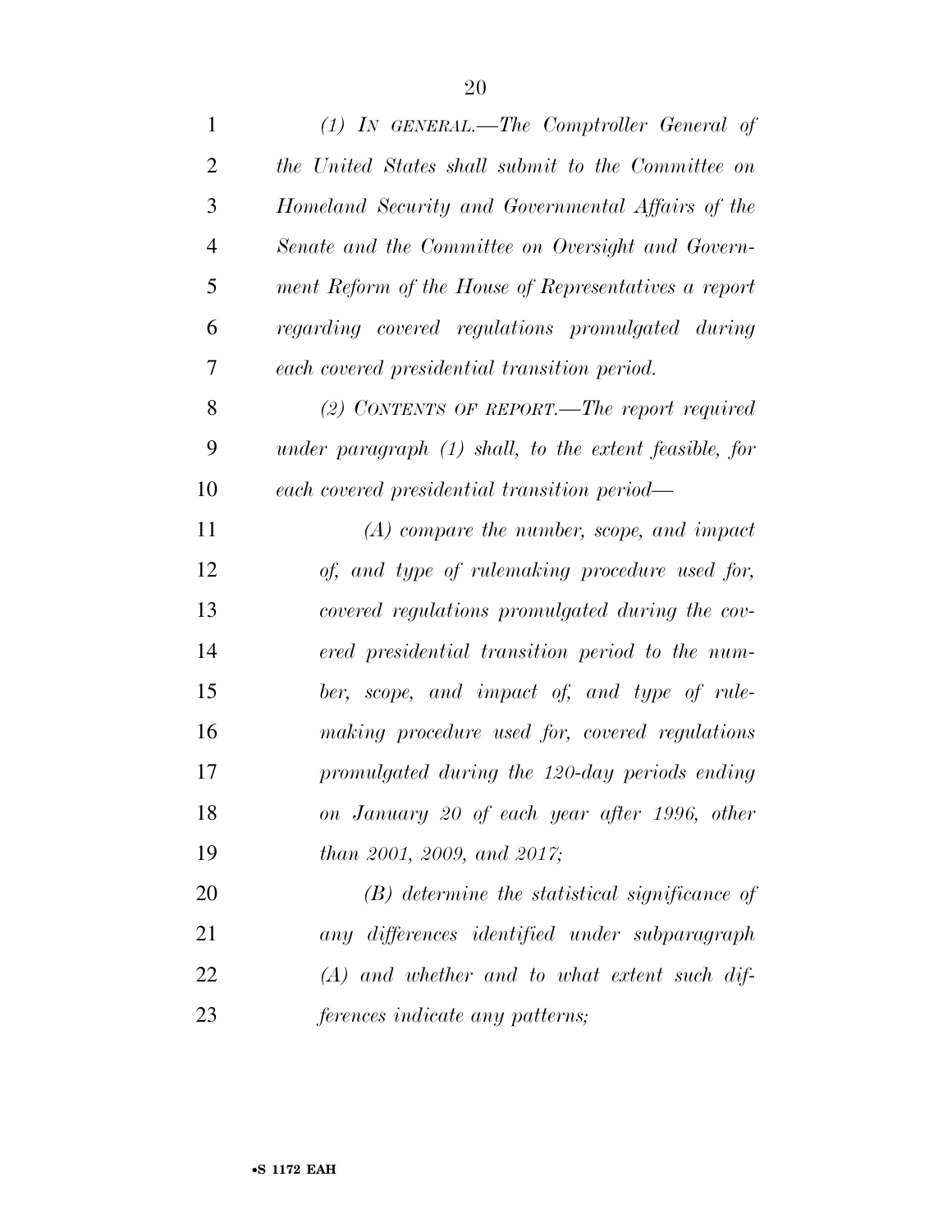*(1) IN GENERAL.—The Comptroller General of the United States shall submit to the Committee on Homeland Security and Governmental Affairs of the Senate and the Committee on Oversight and Government Reform of the House of Representatives a report regarding covered regulations promulgated during each covered presidential transition period.*

*(2) CONTENTS OF REPORT.—The report required under paragraph (1) shall, to the extent feasible, for each covered presidential transition period—*

*(A) compare the number, scope, and impact of, and type of rulemaking procedure used for, covered regulations promulgated during the covered presidential transition period to the number, scope, and impact of, and type of rulemaking procedure used for, covered regulations promulgated during the 120-day periods ending on January 20 of each year after 1996, other than 2001, 2009, and 2017;*

*(B) determine the statistical significance of any differences identified under subparagraph (A) and whether and to what extent such differences indicate any patterns;*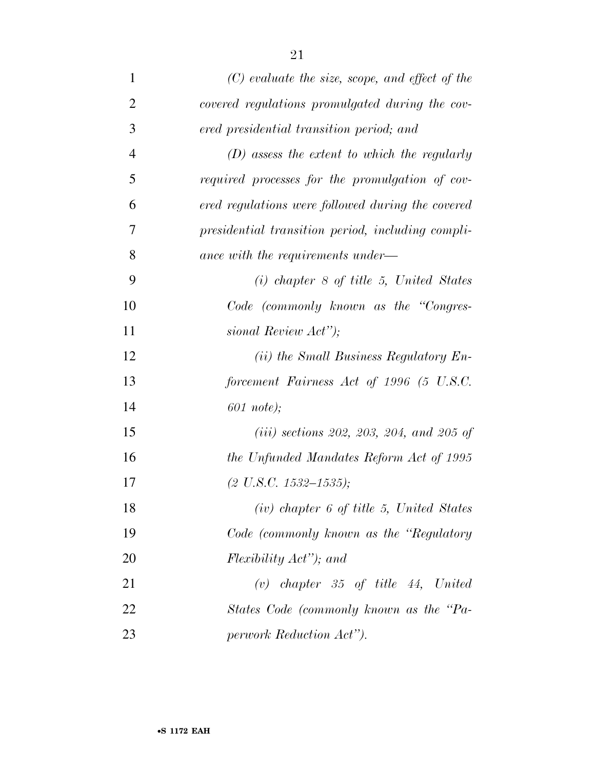*(C) evaluate the size, scope, and effect of the covered regulations promulgated during the covered presidential transition period; and*

*(D) assess the extent to which the regularly required processes for the promulgation of covered regulations were followed during the covered presidential transition period, including compliance with the requirements under—*

*(i) chapter 8 of title 5, United States Code (commonly known as the "Congressional Review Act");*

*(ii) the Small Business Regulatory Enforcement Fairness Act of 1996 (5 U.S.C. 601 note);*

*(iii) sections 202, 203, 204, and 205 of the Unfunded Mandates Reform Act of 1995 (2 U.S.C. 1532–1535);*

*(iv) chapter 6 of title 5, United States Code (commonly known as the "Regulatory Flexibility Act"); and*

*(v) chapter 35 of title 44, United States Code (commonly known as the "Paperwork Reduction Act").*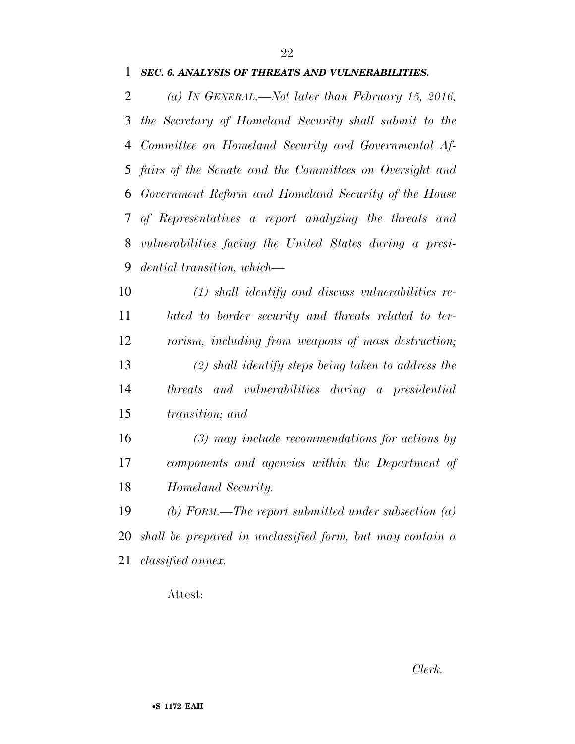***SEC. 6. ANALYSIS OF THREATS AND VULNERABILITIES.***

*(a) IN GENERAL.—Not later than February 15, 2016, the Secretary of Homeland Security shall submit to the Committee on Homeland Security and Governmental Affairs of the Senate and the Committees on Oversight and Government Reform and Homeland Security of the House of Representatives a report analyzing the threats and vulnerabilities facing the United States during a presidential transition, which—*

*(1) shall identify and discuss vulnerabilities related to border security and threats related to terrorism, including from weapons of mass destruction;*

*(2) shall identify steps being taken to address the threats and vulnerabilities during a presidential transition; and*

*(3) may include recommendations for actions by components and agencies within the Department of Homeland Security.*

*(b) FORM.—The report submitted under subsection (a) shall be prepared in unclassified form, but may contain a classified annex.*

Attest:

*Clerk.*

•S 1172 EAH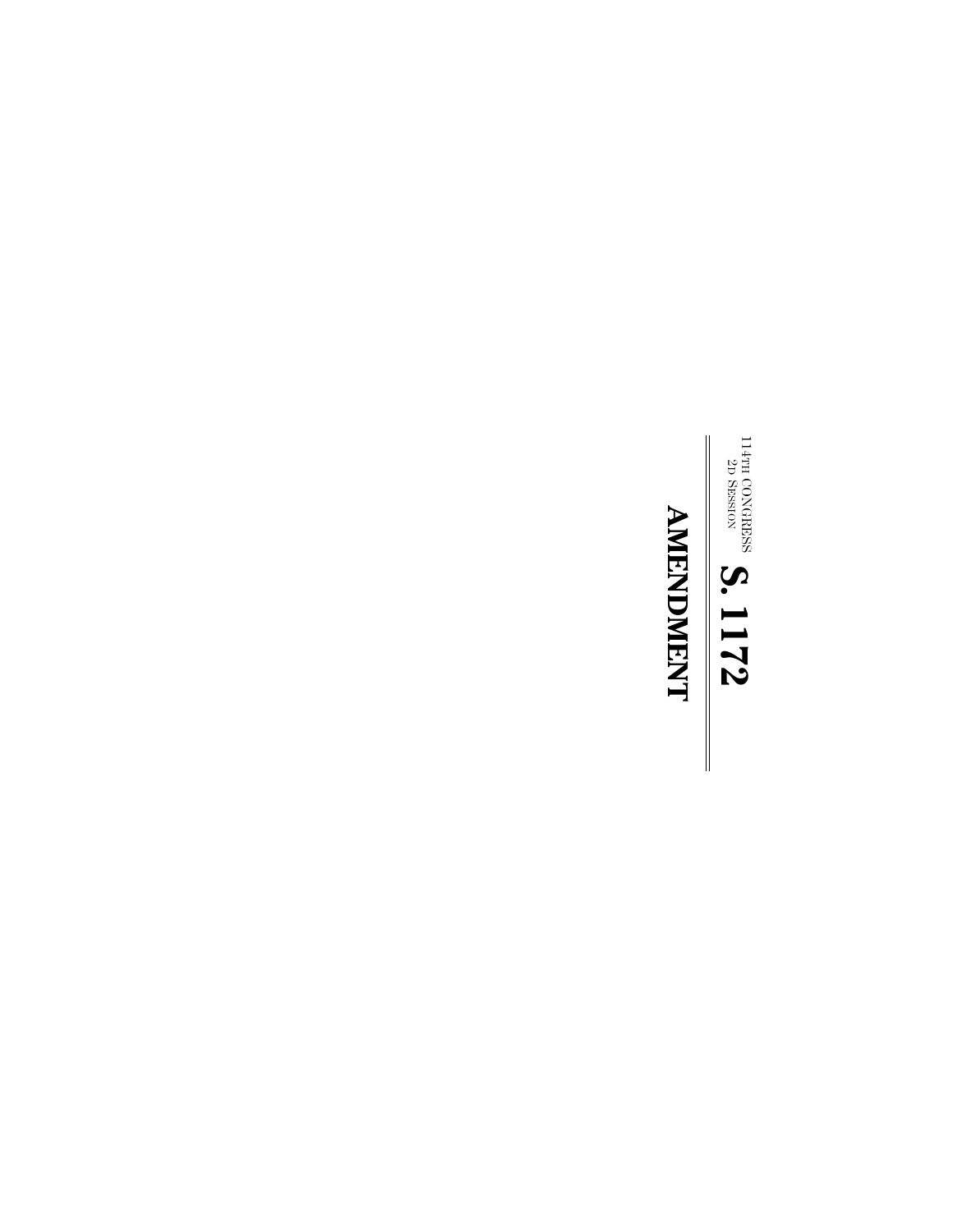114TH CONGRESS
2D SESSION

# S. 1172

# AMENDMENT